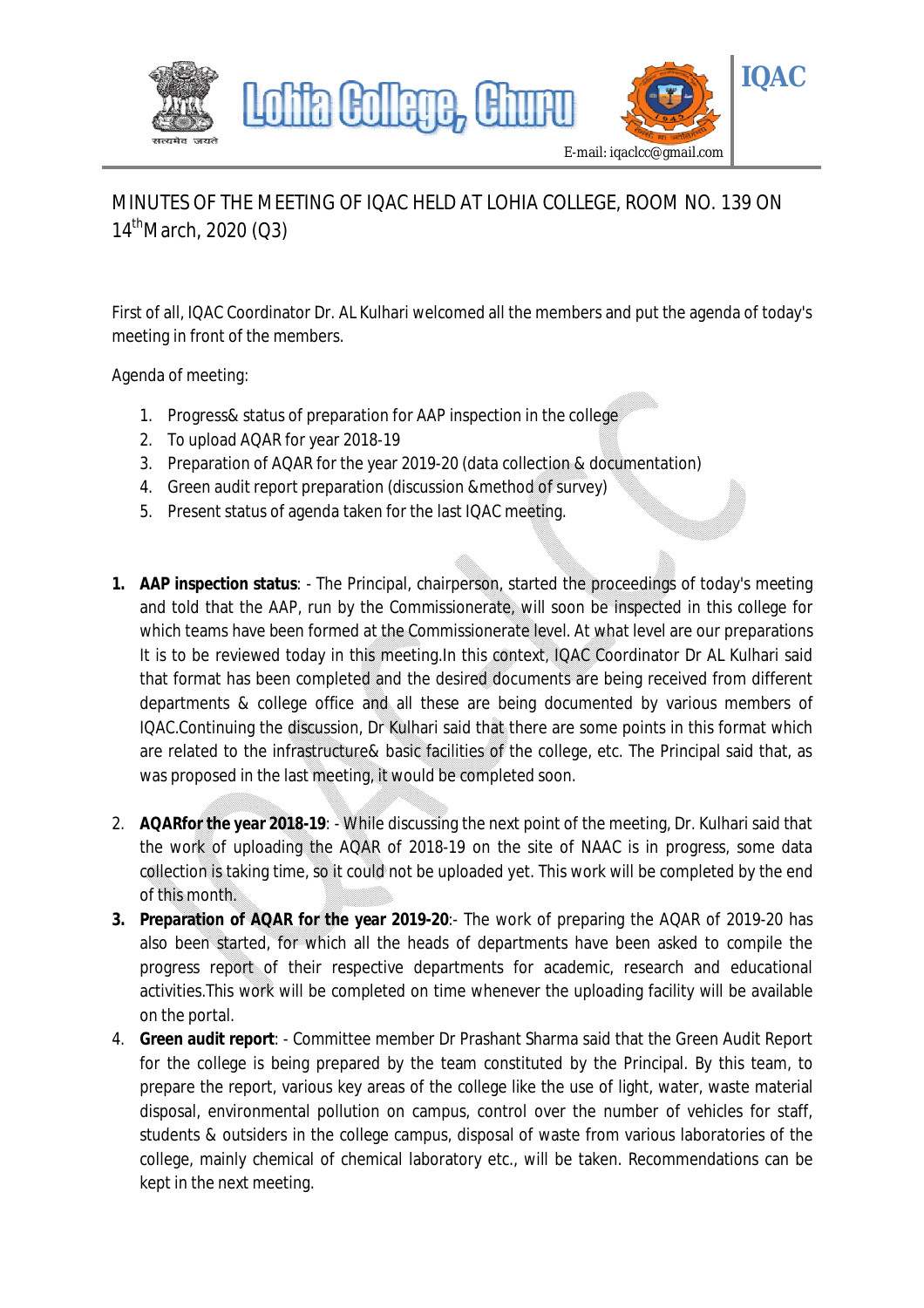Lohia College, Churu

IQAC

E-mail: iqaclcc@gmail.com

# MINUTES OF THE MEETING OF IQAC HELD AT LOHIA COLLEGE, ROOM NO. 139 ON 14th March, 2020 (Q3)

First of all, IQAC Coordinator Dr. AL Kulhari welcomed all the members and put the agenda of today's meeting in front of the members.

Agenda of meeting:

1. Progress& status of preparation for AAP inspection in the college
2. To upload AQAR for year 2018-19
3. Preparation of AQAR for the year 2019-20 (data collection & documentation)
4. Green audit report preparation (discussion &method of survey)
5. Present status of agenda taken for the last IQAC meeting.

1. **AAP inspection status**: - The Principal, chairperson, started the proceedings of today's meeting and told that the AAP, run by the Commissionerate, will soon be inspected in this college for which teams have been formed at the Commissionerate level. At what level are our preparations It is to be reviewed today in this meeting.In this context, IQAC Coordinator Dr AL Kulhari said that format has been completed and the desired documents are being received from different departments & college office and all these are being documented by various members of IQAC.Continuing the discussion, Dr Kulhari said that there are some points in this format which are related to the infrastructure& basic facilities of the college, etc. The Principal said that, as was proposed in the last meeting, it would be completed soon.

2. **AQARfor the year 2018-19**: - While discussing the next point of the meeting, Dr. Kulhari said that the work of uploading the AQAR of 2018-19 on the site of NAAC is in progress, some data collection is taking time, so it could not be uploaded yet. This work will be completed by the end of this month.

3. **Preparation of AQAR for the year 2019-20**:- The work of preparing the AQAR of 2019-20 has also been started, for which all the heads of departments have been asked to compile the progress report of their respective departments for academic, research and educational activities.This work will be completed on time whenever the uploading facility will be available on the portal.

4. **Green audit report**: - Committee member Dr Prashant Sharma said that the Green Audit Report for the college is being prepared by the team constituted by the Principal. By this team, to prepare the report, various key areas of the college like the use of light, water, waste material disposal, environmental pollution on campus, control over the number of vehicles for staff, students & outsiders in the college campus, disposal of waste from various laboratories of the college, mainly chemical of chemical laboratory etc., will be taken. Recommendations can be kept in the next meeting.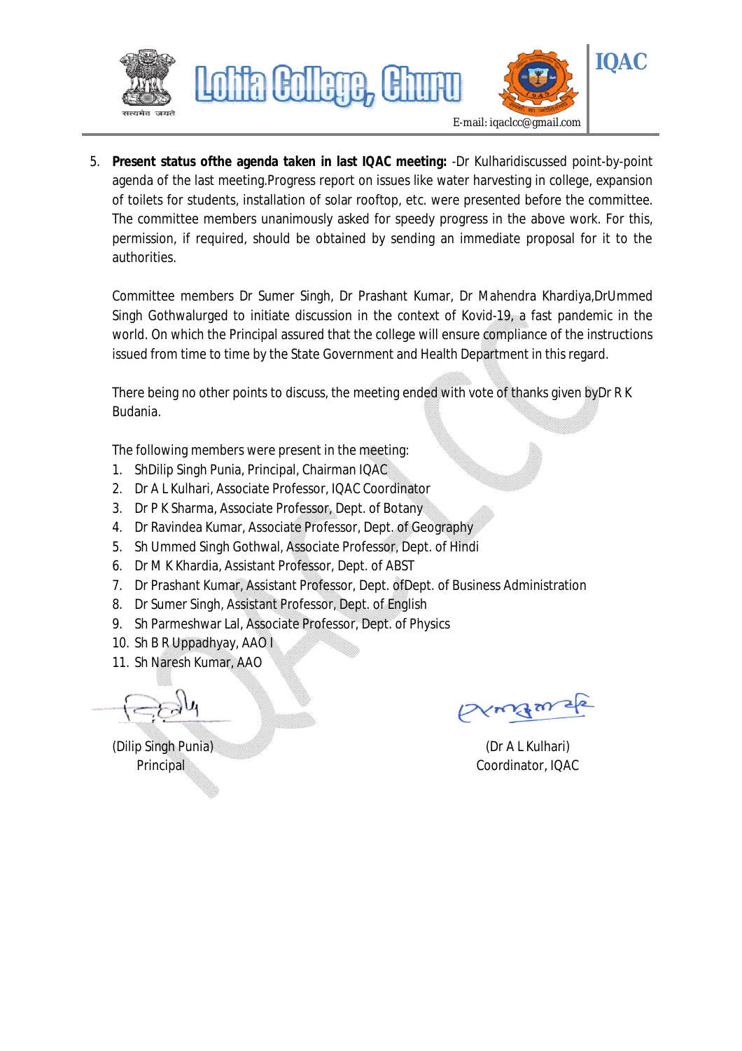5. **Present status ofthe agenda taken in last IQAC meeting:** -Dr Kulharidiscussed point-by-point agenda of the last meeting.Progress report on issues like water harvesting in college, expansion of toilets for students, installation of solar rooftop, etc. were presented before the committee. The committee members unanimously asked for speedy progress in the above work. For this, permission, if required, should be obtained by sending an immediate proposal for it to the authorities.

   Committee members Dr Sumer Singh, Dr Prashant Kumar, Dr Mahendra Khardiya,DrUmmed Singh Gothwalurged to initiate discussion in the context of Kovid-19, a fast pandemic in the world. On which the Principal assured that the college will ensure compliance of the instructions issued from time to time by the State Government and Health Department in this regard.

   There being no other points to discuss, the meeting ended with vote of thanks given byDr R K Budania.

   The following members were present in the meeting:

   1. ShDilip Singh Punia, Principal, Chairman IQAC
   2. Dr A L Kulhari, Associate Professor, IQAC Coordinator
   3. Dr P K Sharma, Associate Professor, Dept. of Botany
   4. Dr Ravindea Kumar, Associate Professor, Dept. of Geography
   5. Sh Ummed Singh Gothwal, Associate Professor, Dept. of Hindi
   6. Dr M K Khardia, Assistant Professor, Dept. of ABST
   7. Dr Prashant Kumar, Assistant Professor, Dept. ofDept. of Business Administration
   8. Dr Sumer Singh, Assistant Professor, Dept. of English
   9. Sh Parmeshwar Lal, Associate Professor, Dept. of Physics
   10. Sh B R Uppadhyay, AAO I
   11. Sh Naresh Kumar, AAO

(Dilip Singh Punia)
Principal

(Dr A L Kulhari)
Coordinator, IQAC